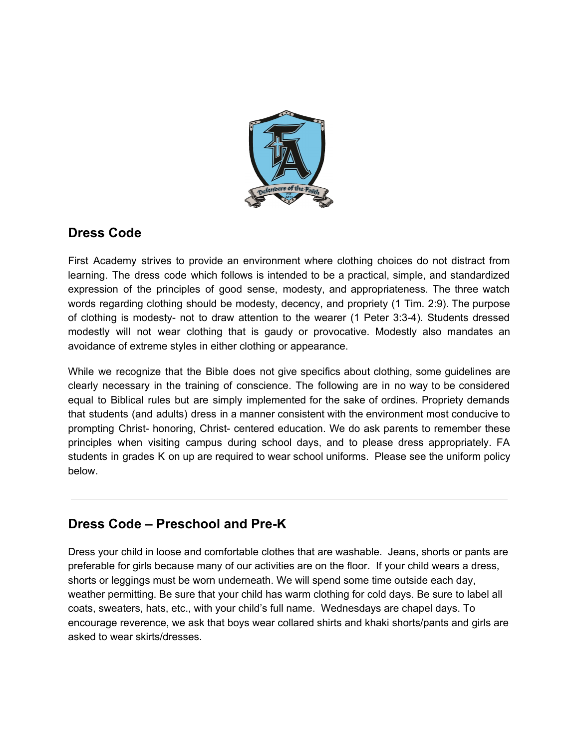## Dress Code

First Academy strives to provide an environment where clothing choices do not distract from learning. The dress code which follows is intended to be a practical, simple, and standardized expression of the principles of good sense, modesty, and appropriateness. The three watch words regarding clothing should be modesty, decency, and propriety (1 Tim. 2:9). The purpose of clothing is modesty- not to draw attention to the wearer (1 Peter 3:3-4). Students dressed modestly will not wear clothing that is gaudy or provocative. Modestly also mandates an avoidance of extreme styles in either clothing or appearance.

While we recognize that the Bible does not give specifics about clothing, some guidelines are clearly necessary in the training of conscience. The following are in no way to be considered equal to Biblical rules but are simply implemented for the sake of ordines. Propriety demands that students (and adults) dress in a manner consistent with the environment most conducive to prompting Christ- honoring, Christ- centered education. We do ask parents to remember these principles when visiting campus during school days, and to please dress appropriately. FA students in grades K on up are required to wear school uniforms. Please see the uniform policy below.

---

## Dress Code – Preschool and Pre-K

Dress your child in loose and comfortable clothes that are washable. Jeans, shorts or pants are preferable for girls because many of our activities are on the floor. If your child wears a dress, shorts or leggings must be worn underneath. We will spend some time outside each day, weather permitting. Be sure that your child has warm clothing for cold days. Be sure to label all coats, sweaters, hats, etc., with your child's full name. Wednesdays are chapel days. To encourage reverence, we ask that boys wear collared shirts and khaki shorts/pants and girls are asked to wear skirts/dresses.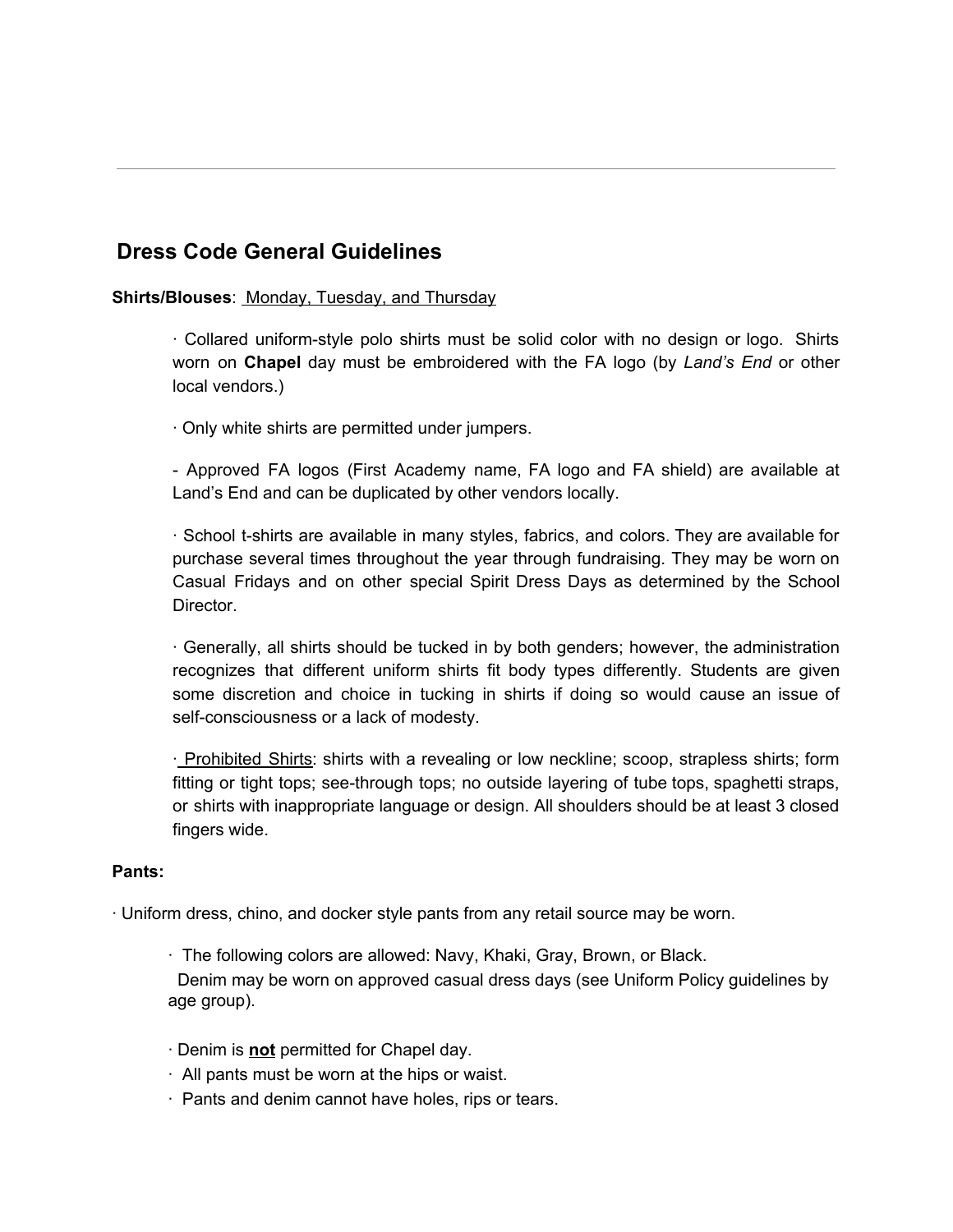## Dress Code General Guidelines

**Shirts/Blouses**: Monday, Tuesday, and Thursday

· Collared uniform-style polo shirts must be solid color with no design or logo. Shirts worn on **Chapel** day must be embroidered with the FA logo (by *Land's End* or other local vendors.)

· Only white shirts are permitted under jumpers.

- Approved FA logos (First Academy name, FA logo and FA shield) are available at Land's End and can be duplicated by other vendors locally.

· School t-shirts are available in many styles, fabrics, and colors. They are available for purchase several times throughout the year through fundraising. They may be worn on Casual Fridays and on other special Spirit Dress Days as determined by the School Director.

· Generally, all shirts should be tucked in by both genders; however, the administration recognizes that different uniform shirts fit body types differently. Students are given some discretion and choice in tucking in shirts if doing so would cause an issue of self-consciousness or a lack of modesty.

· Prohibited Shirts: shirts with a revealing or low neckline; scoop, strapless shirts; form fitting or tight tops; see-through tops; no outside layering of tube tops, spaghetti straps, or shirts with inappropriate language or design. All shoulders should be at least 3 closed fingers wide.

**Pants:**

· Uniform dress, chino, and docker style pants from any retail source may be worn.

· The following colors are allowed: Navy, Khaki, Gray, Brown, or Black.
Denim may be worn on approved casual dress days (see Uniform Policy guidelines by age group).

· Denim is **not** permitted for Chapel day.
· All pants must be worn at the hips or waist.
· Pants and denim cannot have holes, rips or tears.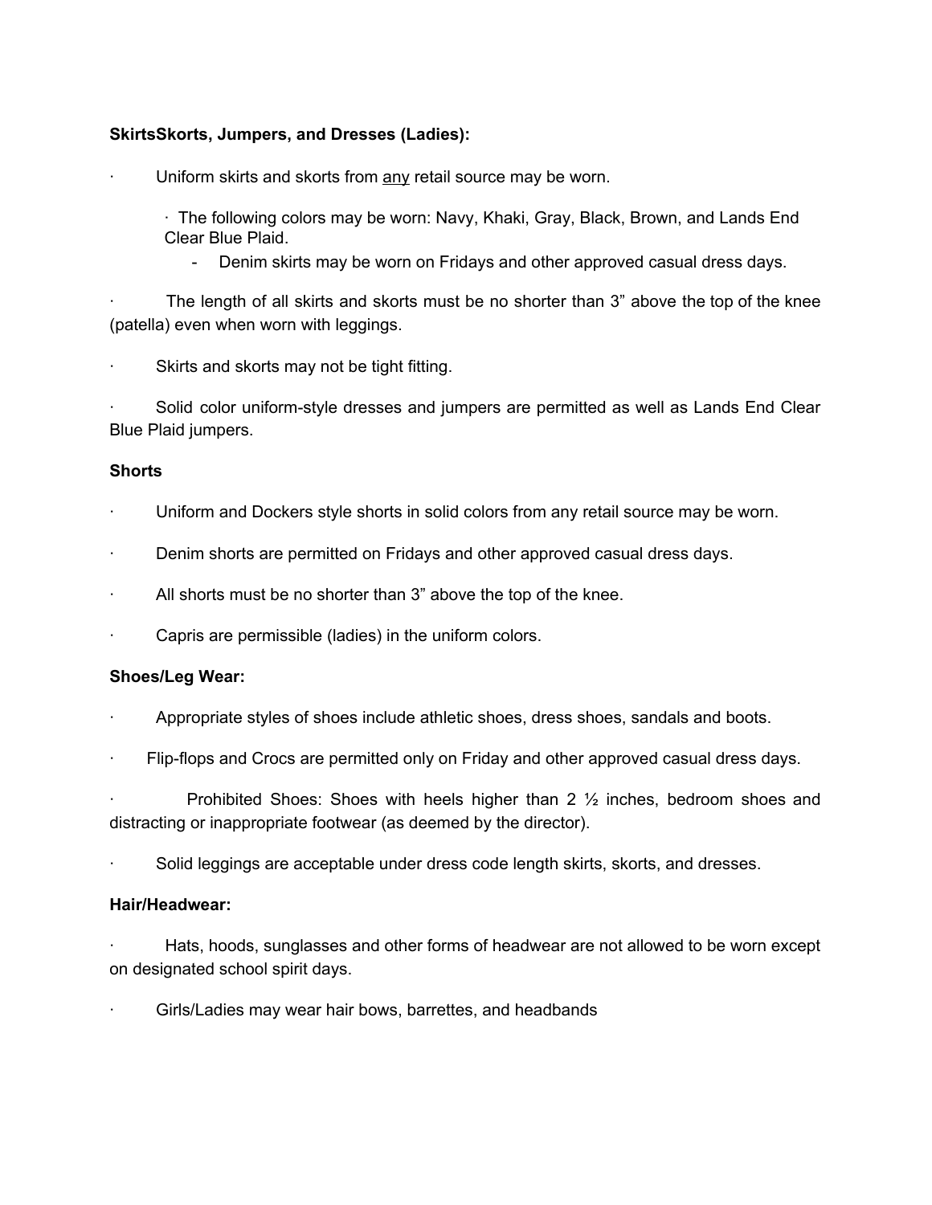**SkirtsSkorts, Jumpers, and Dresses (Ladies):**

- Uniform skirts and skorts from <u>any</u> retail source may be worn.
  - The following colors may be worn: Navy, Khaki, Gray, Black, Brown, and Lands End Clear Blue Plaid.
    - Denim skirts may be worn on Fridays and other approved casual dress days.
- The length of all skirts and skorts must be no shorter than 3" above the top of the knee (patella) even when worn with leggings.
- Skirts and skorts may not be tight fitting.
- Solid color uniform-style dresses and jumpers are permitted as well as Lands End Clear Blue Plaid jumpers.

**Shorts**

- Uniform and Dockers style shorts in solid colors from any retail source may be worn.
- Denim shorts are permitted on Fridays and other approved casual dress days.
- All shorts must be no shorter than 3" above the top of the knee.
- Capris are permissible (ladies) in the uniform colors.

**Shoes/Leg Wear:**

- Appropriate styles of shoes include athletic shoes, dress shoes, sandals and boots.
- Flip-flops and Crocs are permitted only on Friday and other approved casual dress days.
- Prohibited Shoes: Shoes with heels higher than 2 ½ inches, bedroom shoes and distracting or inappropriate footwear (as deemed by the director).
- Solid leggings are acceptable under dress code length skirts, skorts, and dresses.

**Hair/Headwear:**

- Hats, hoods, sunglasses and other forms of headwear are not allowed to be worn except on designated school spirit days.
- Girls/Ladies may wear hair bows, barrettes, and headbands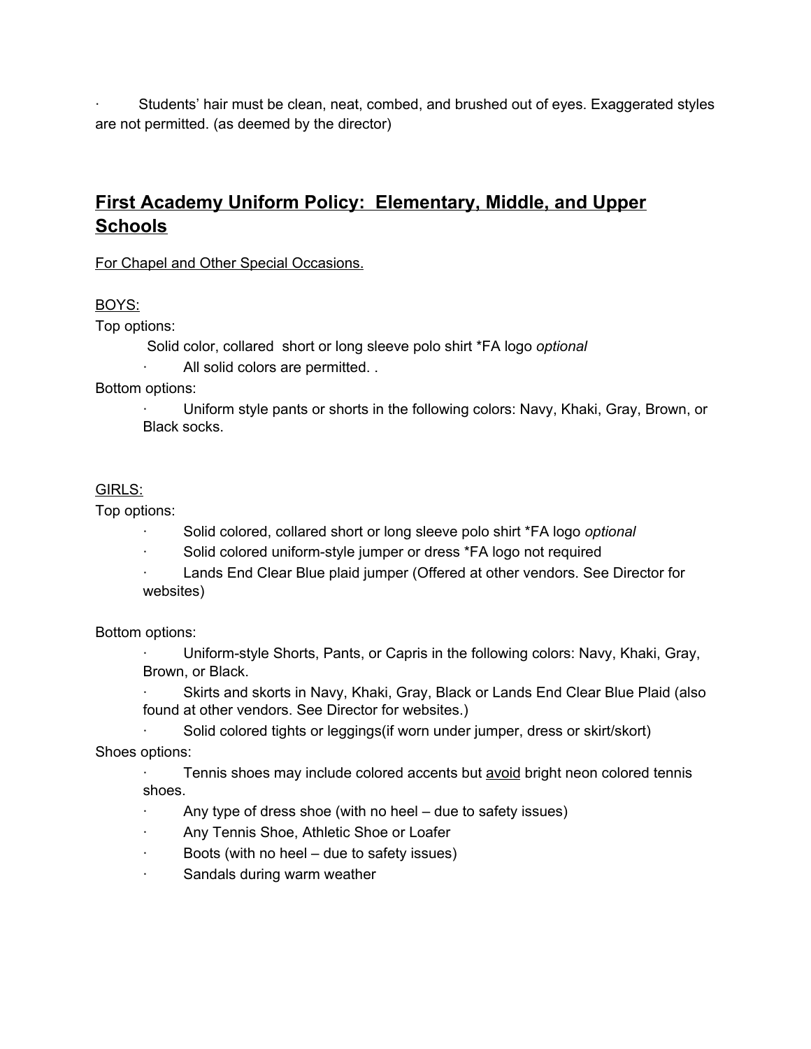- Students' hair must be clean, neat, combed, and brushed out of eyes. Exaggerated styles are not permitted. (as deemed by the director)

## First Academy Uniform Policy: Elementary, Middle, and Upper Schools

For Chapel and Other Special Occasions.

BOYS:

Top options:

Solid color, collared short or long sleeve polo shirt *FA logo *optional*

- All solid colors are permitted. .

Bottom options:

- Uniform style pants or shorts in the following colors: Navy, Khaki, Gray, Brown, or Black socks.

GIRLS:

Top options:

- Solid colored, collared short or long sleeve polo shirt *FA logo *optional*
- Solid colored uniform-style jumper or dress *FA logo not required
- Lands End Clear Blue plaid jumper (Offered at other vendors. See Director for websites)

Bottom options:

- Uniform-style Shorts, Pants, or Capris in the following colors: Navy, Khaki, Gray, Brown, or Black.
- Skirts and skorts in Navy, Khaki, Gray, Black or Lands End Clear Blue Plaid (also found at other vendors. See Director for websites.)
- Solid colored tights or leggings(if worn under jumper, dress or skirt/skort)

Shoes options:

- Tennis shoes may include colored accents but <u>avoid</u> bright neon colored tennis shoes.
- Any type of dress shoe (with no heel – due to safety issues)
- Any Tennis Shoe, Athletic Shoe or Loafer
- Boots (with no heel – due to safety issues)
- Sandals during warm weather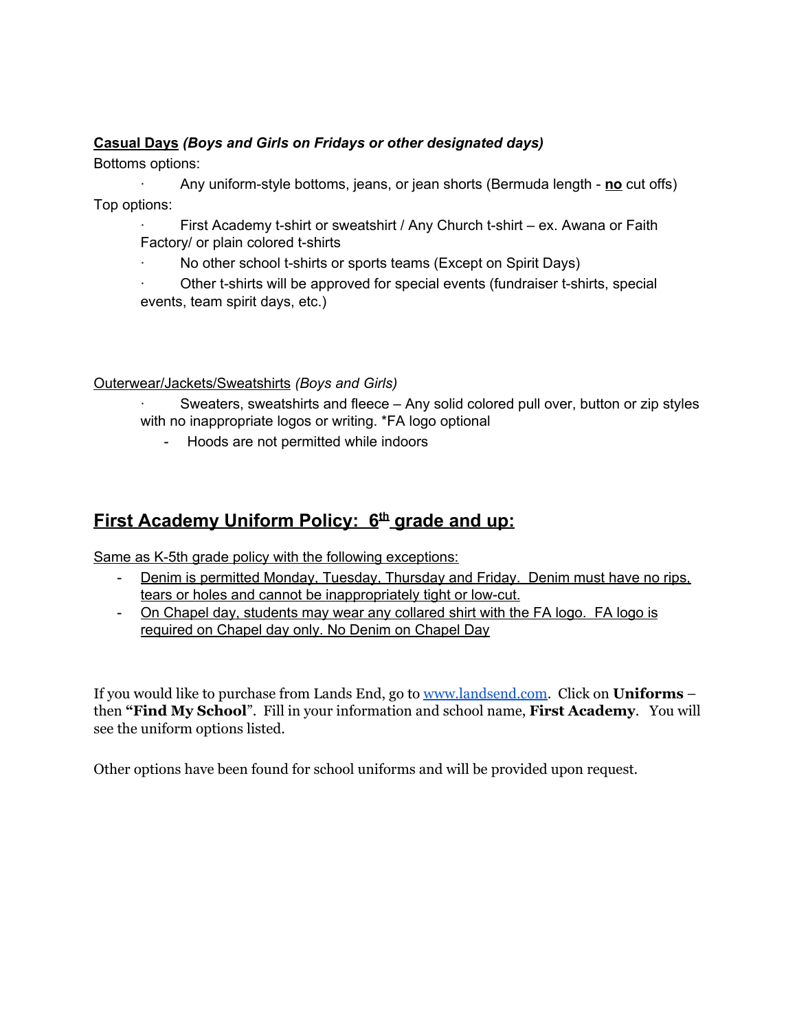**Casual Days** ***(Boys and Girls on Fridays or other designated days)***

Bottoms options:

- Any uniform-style bottoms, jeans, or jean shorts (Bermuda length - **no** cut offs)

Top options:

- First Academy t-shirt or sweatshirt / Any Church t-shirt – ex. Awana or Faith Factory/ or plain colored t-shirts
- No other school t-shirts or sports teams (Except on Spirit Days)
- Other t-shirts will be approved for special events (fundraiser t-shirts, special events, team spirit days, etc.)

Outerwear/Jackets/Sweatshirts *(Boys and Girls)*

- Sweaters, sweatshirts and fleece – Any solid colored pull over, button or zip styles with no inappropriate logos or writing. *FA logo optional
  - Hoods are not permitted while indoors

## First Academy Uniform Policy: 6th grade and up:

Same as K-5th grade policy with the following exceptions:

- Denim is permitted Monday, Tuesday, Thursday and Friday. Denim must have no rips, tears or holes and cannot be inappropriately tight or low-cut.
- On Chapel day, students may wear any collared shirt with the FA logo. FA logo is required on Chapel day only. No Denim on Chapel Day

If you would like to purchase from Lands End, go to www.landsend.com. Click on **Uniforms** – then **"Find My School**". Fill in your information and school name, **First Academy**. You will see the uniform options listed.

Other options have been found for school uniforms and will be provided upon request.